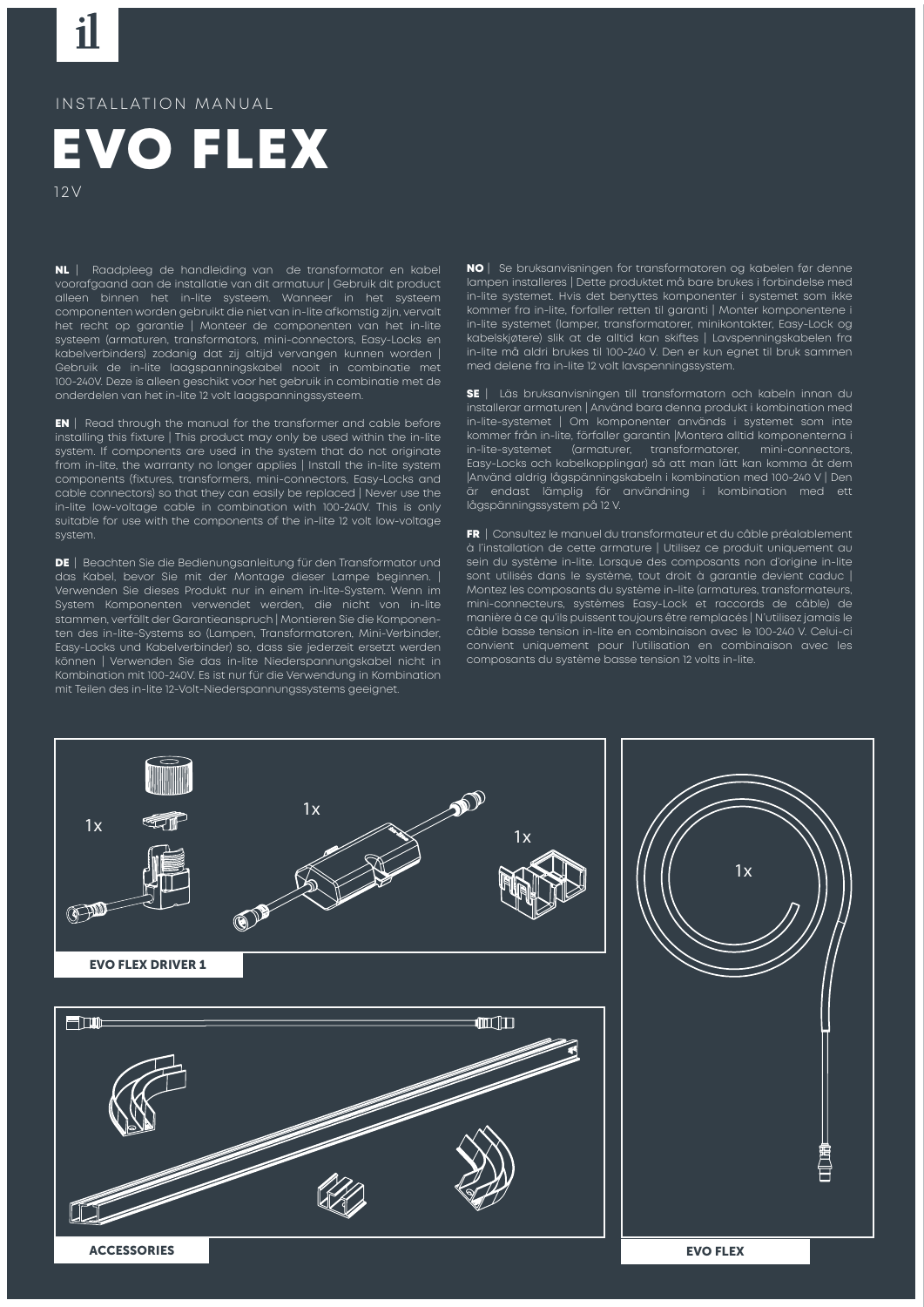il

INSTALLATION MANUAL

# EVO FLEX

12V

**NL** | Raadpleeg de handleiding van de transformator en kabel voorafgaand aan de installatie van dit armatuur | Gebruik dit product alleen binnen het in-lite systeem. Wanneer in het systeem componenten worden gebruikt die niet van in-lite afkomstig zijn, vervalt het recht op garantie | Monteer de componenten van het in-lite systeem (armaturen, transformators, mini-connectors, Easy-Locks en kabelverbinders) zodanig dat zij altijd vervangen kunnen worden | Gebruik de in-lite laagspanningskabel nooit in combinatie met 100-240V. Deze is alleen geschikt voor het gebruik in combinatie met de onderdelen van het in-lite 12 volt laagspanningssysteem.

**EN** | Read through the manual for the transformer and cable before installing this fixture | This product may only be used within the in-lite system. If components are used in the system that do not originate from in-lite, the warranty no longer applies | Install the in-lite system components (fixtures, transformers, mini-connectors, Easy-Locks and cable connectors) so that they can easily be replaced | Never use the in-lite low-voltage cable in combination with 100-240V. This is only suitable for use with the components of the in-lite 12 volt low-voltage system.

**DE** | Beachten Sie die Bedienungsanleitung für den Transformator und das Kabel, bevor Sie mit der Montage dieser Lampe beginnen. | Verwenden Sie dieses Produkt nur in einem in-lite-System. Wenn im System Komponenten verwendet werden, die nicht von in-lite stammen, verfällt der Garantieanspruch | Montieren Sie die Komponenten des in-lite-Systems so (Lampen, Transformatoren, Mini-Verbinder, Easy-Locks und Kabelverbinder) so, dass sie jederzeit ersetzt werden können | Verwenden Sie das in-lite Niederspannungskabel nicht in Kombination mit 100-240V. Es ist nur für die Verwendung in Kombination mit Teilen des in-lite 12-Volt-Niederspannungssystems geeignet.

**NO** | Se bruksanvisningen for transformatoren og kabelen før denne lampen installeres | Dette produktet må bare brukes i forbindelse med in-lite systemet. Hvis det benyttes komponenter i systemet som ikke kommer fra in-lite, forfaller retten til garanti | Monter komponentene i in-lite systemet (lamper, transformatorer, minikontakter, Easy-Lock og kabelskjøtere) slik at de alltid kan skiftes | Lavspenningskabelen fra in-lite må aldri brukes til 100-240 V. Den er kun egnet til bruk sammen med delene fra in-lite 12 volt lavspenningssystem.

**SE** | Läs bruksanvisningen till transformatorn och kabeln innan du installerar armaturen | Använd bara denna produkt i kombination med in-lite-systemet | Om komponenter används i systemet som inte kommer från in-lite, förfaller garantin |Montera alltid komponenterna i in-lite-systemet (armaturer, transformatorer, mini-connectors, Easy-Locks och kabelkopplingar) så att man lätt kan komma åt dem |Använd aldrig lågspänningskabeln i kombination med 100-240 V | Den är endast lämplig för användning i kombination med ett lågspänningssystem på 12 V.

**FR** | Consultez le manuel du transformateur et du câble préalablement à l'installation de cette armature | Utilisez ce produit uniquement au sein du système in-lite. Lorsque des composants non d'origine in-lite sont utilisés dans le système, tout droit à garantie devient caduc | Montez les composants du système in-lite (armatures, transformateurs, mini-connecteurs, systèmes Easy-Lock et raccords de câble) de manière à ce qu'ils puissent toujours être remplacés | N'utilisez jamais le câble basse tension in-lite en combinaison avec le 100-240 V. Celui-ci convient uniquement pour l'utilisation en combinaison avec les composants du système basse tension 12 volts in-lite.

1x 1x 1x

**EVO FLEX DRIVER 1**

1x

**EVO FLEX**

**ACCESSORIES**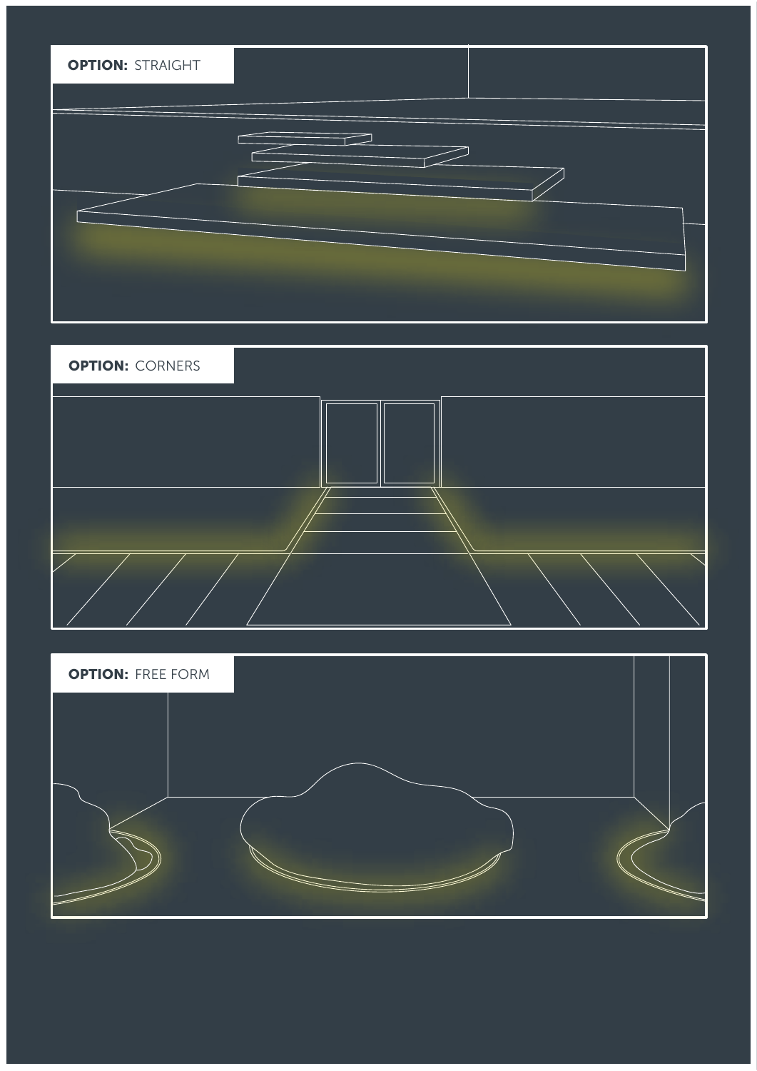**OPTION:** STRAIGHT

**OPTION:** CORNERS

**OPTION:** FREE FORM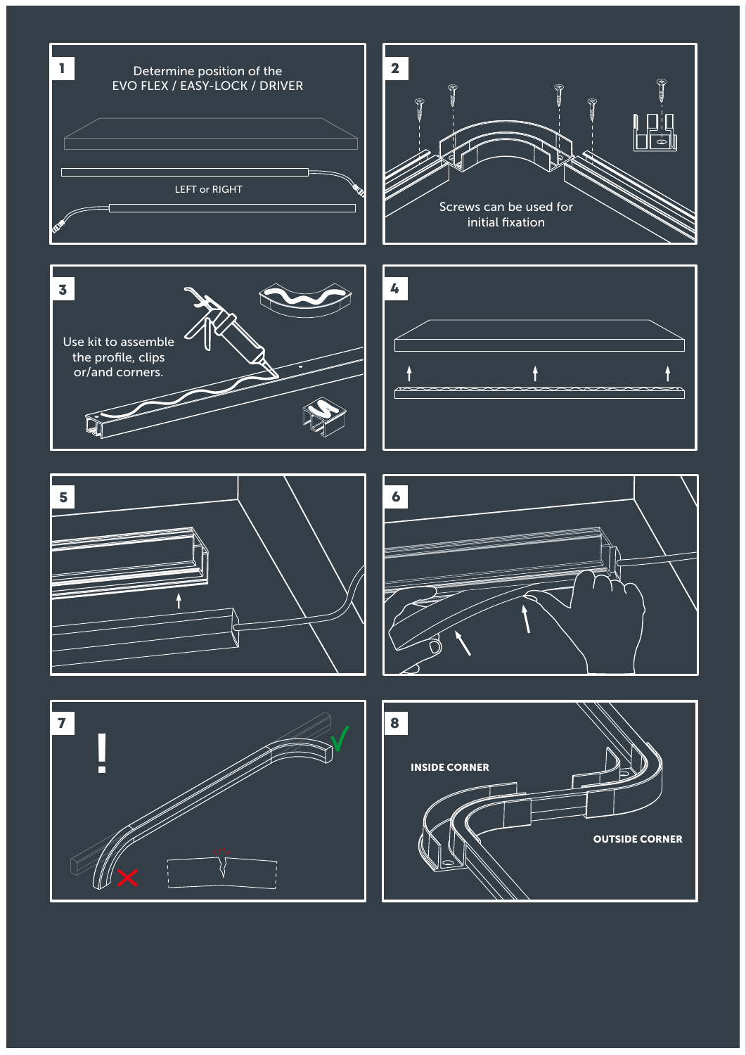**1**

Determine position of the EVO FLEX / EASY-LOCK / DRIVER

LEFT or RIGHT

**2**

Screws can be used for initial fixation

**3**

Use kit to assemble the profile, clips or/and corners.

**4**

**5**

**6**

**7**

!

**8**

**INSIDE CORNER**

**OUTSIDE CORNER**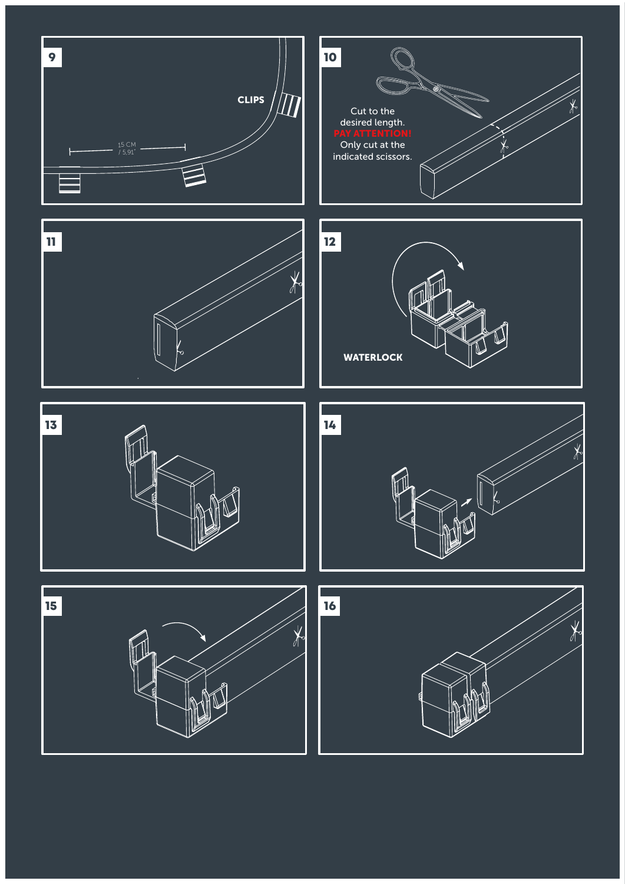**9**

15 CM / 5.91"

**CLIPS**

**10**

Cut to the desired length.
**PAY ATTENTION!**
Only cut at the indicated scissors.

**11**

**12**

**WATERLOCK**

**13**

**14**

**15**

**16**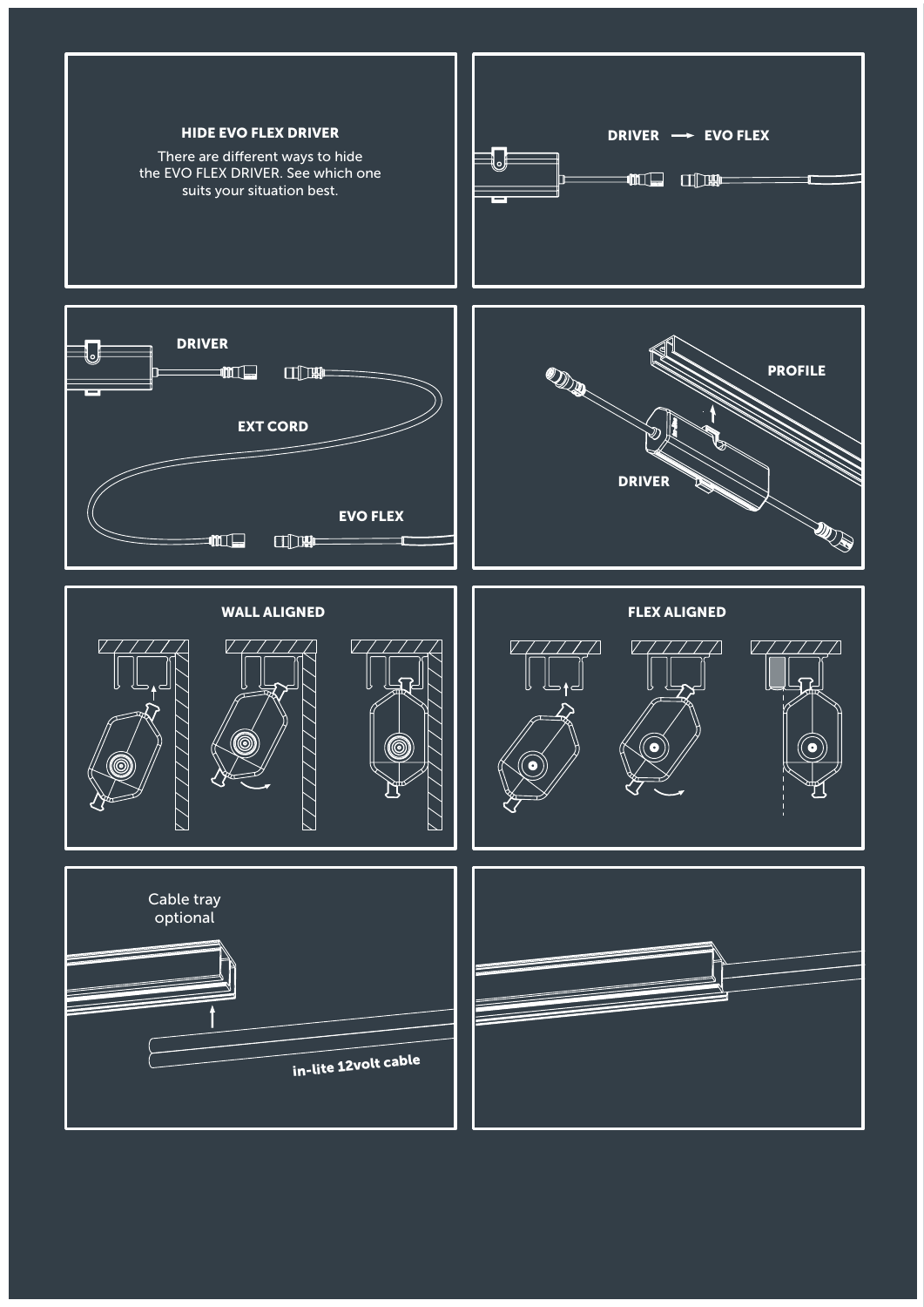## HIDE EVO FLEX DRIVER

There are different ways to hide the EVO FLEX DRIVER. See which one suits your situation best.

DRIVER → EVO FLEX

DRIVER

EXT CORD

EVO FLEX

PROFILE

DRIVER

WALL ALIGNED

FLEX ALIGNED

Cable tray optional

in-lite 12volt cable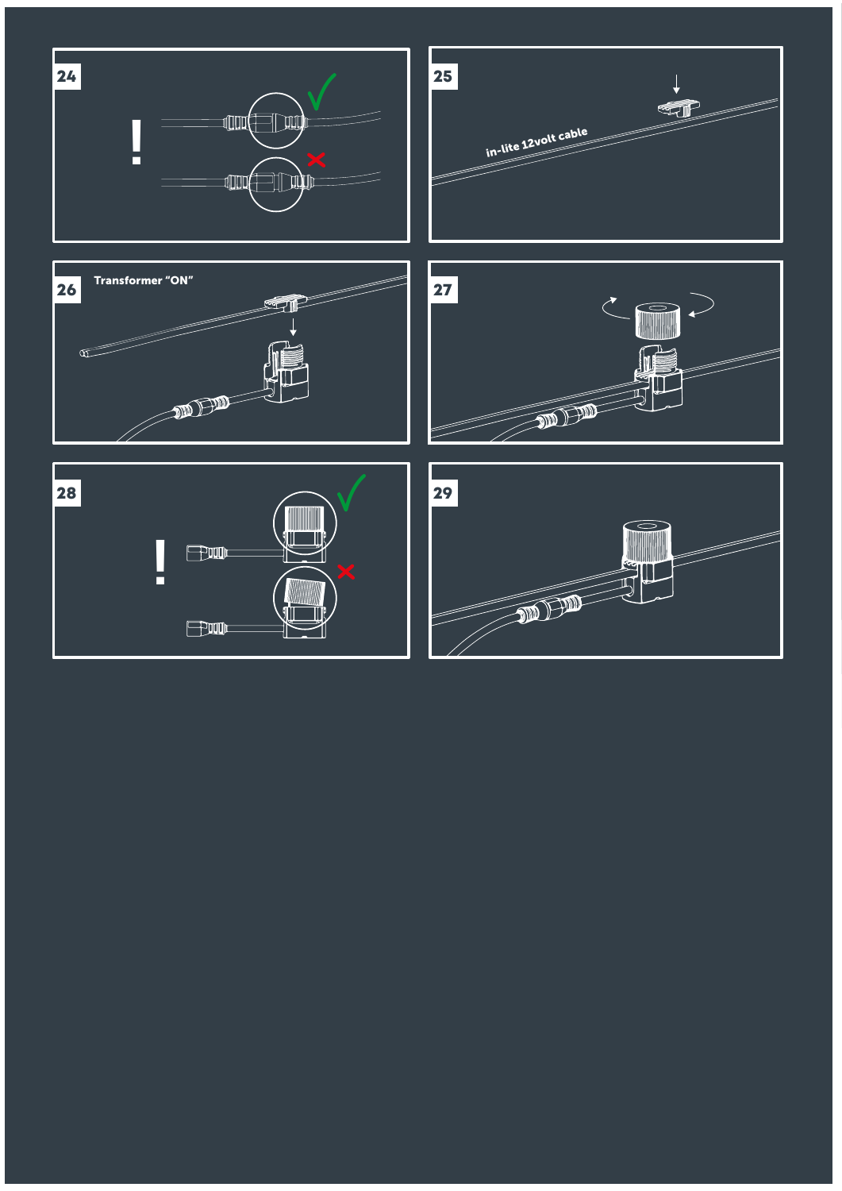24

!

25

in-lite 12volt cable

26

Transformer "ON"

27

28

!

29